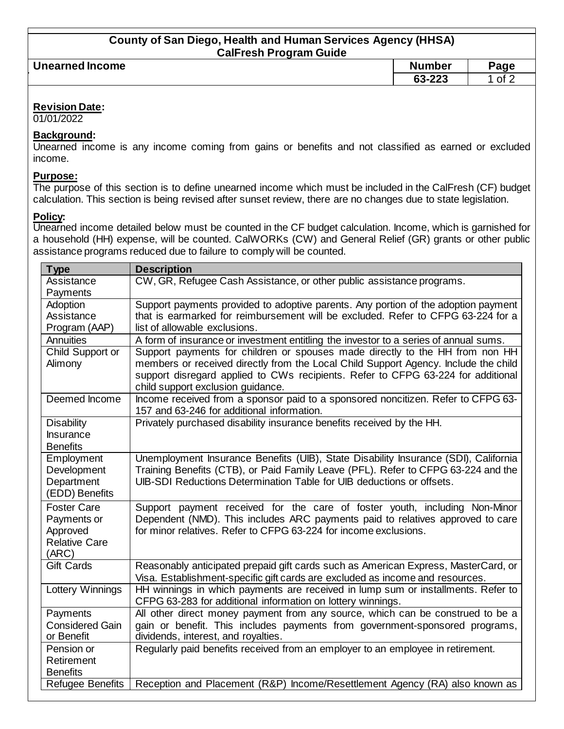# County of San Diego, Health and Human Services Agency (HHSA)
## CalFresh Program Guide

| Unearned Income | Number | Page |
|---|---|---|
| | 63-223 | 1 of 2 |

**Revision Date:**
01/01/2022

**Background:**
Unearned income is any income coming from gains or benefits and not classified as earned or excluded income.

**Purpose:**
The purpose of this section is to define unearned income which must be included in the CalFresh (CF) budget calculation. This section is being revised after sunset review, there are no changes due to state legislation.

**Policy:**
Unearned income detailed below must be counted in the CF budget calculation. Income, which is garnished for a household (HH) expense, will be counted. CalWORKs (CW) and General Relief (GR) grants or other public assistance programs reduced due to failure to comply will be counted.

| Type | Description |
|---|---|
| Assistance Payments | CW, GR, Refugee Cash Assistance, or other public assistance programs. |
| Adoption Assistance Program (AAP) | Support payments provided to adoptive parents. Any portion of the adoption payment that is earmarked for reimbursement will be excluded. Refer to CFPG 63-224 for a list of allowable exclusions. |
| Annuities | A form of insurance or investment entitling the investor to a series of annual sums. |
| Child Support or Alimony | Support payments for children or spouses made directly to the HH from non HH members or received directly from the Local Child Support Agency. Include the child support disregard applied to CWs recipients. Refer to CFPG 63-224 for additional child support exclusion guidance. |
| Deemed Income | Income received from a sponsor paid to a sponsored noncitizen. Refer to CFPG 63-157 and 63-246 for additional information. |
| Disability Insurance Benefits | Privately purchased disability insurance benefits received by the HH. |
| Employment Development Department (EDD) Benefits | Unemployment Insurance Benefits (UIB), State Disability Insurance (SDI), California Training Benefits (CTB), or Paid Family Leave (PFL). Refer to CFPG 63-224 and the UIB-SDI Reductions Determination Table for UIB deductions or offsets. |
| Foster Care Payments or Approved Relative Care (ARC) | Support payment received for the care of foster youth, including Non-Minor Dependent (NMD). This includes ARC payments paid to relatives approved to care for minor relatives. Refer to CFPG 63-224 for income exclusions. |
| Gift Cards | Reasonably anticipated prepaid gift cards such as American Express, MasterCard, or Visa. Establishment-specific gift cards are excluded as income and resources. |
| Lottery Winnings | HH winnings in which payments are received in lump sum or installments. Refer to CFPG 63-283 for additional information on lottery winnings. |
| Payments Considered Gain or Benefit | All other direct money payment from any source, which can be construed to be a gain or benefit. This includes payments from government-sponsored programs, dividends, interest, and royalties. |
| Pension or Retirement Benefits | Regularly paid benefits received from an employer to an employee in retirement. |
| Refugee Benefits | Reception and Placement (R&P) Income/Resettlement Agency (RA) also known as |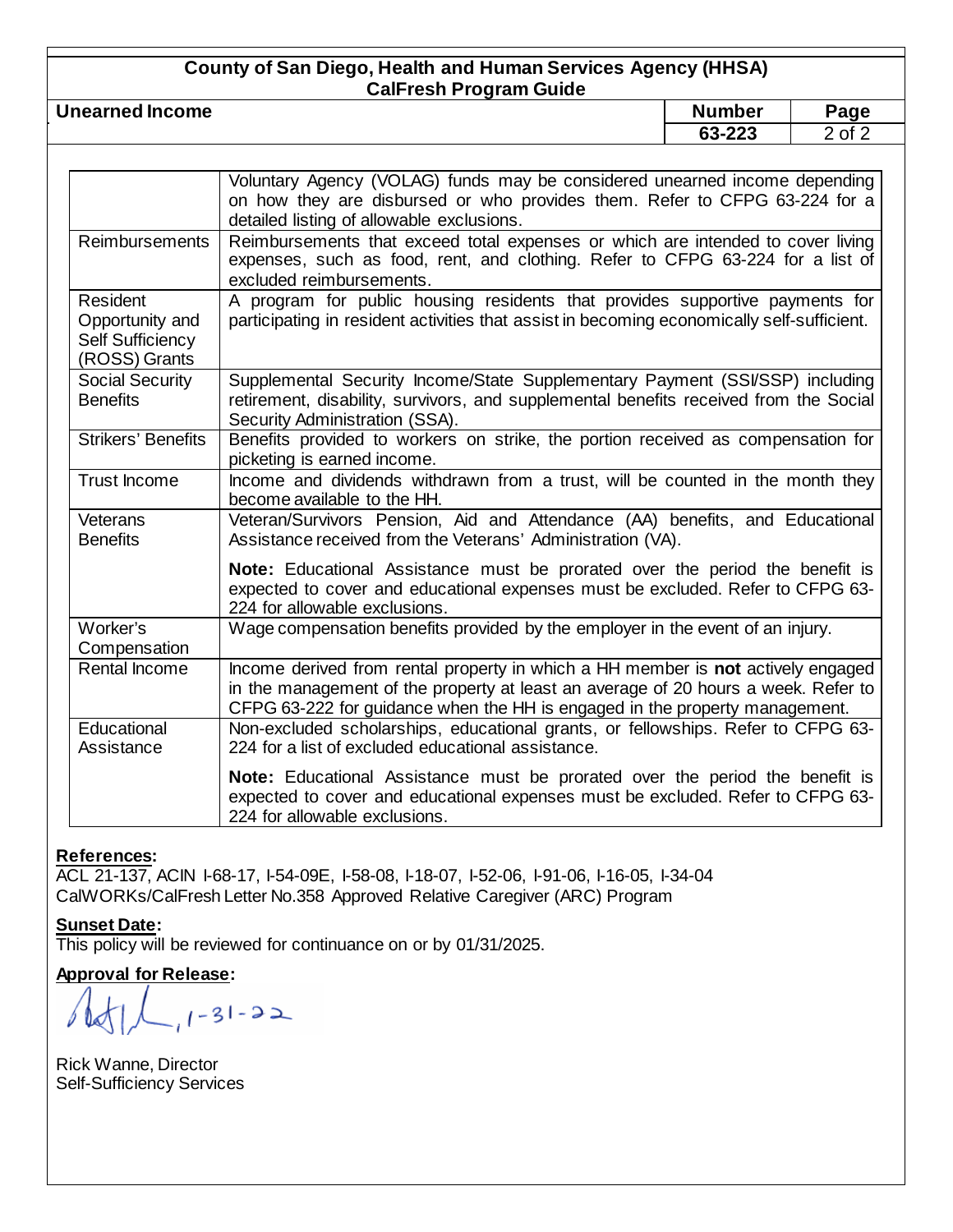| | |
|---|---|
| | Voluntary Agency (VOLAG) funds may be considered unearned income depending on how they are disbursed or who provides them. Refer to CFPG 63-224 for a detailed listing of allowable exclusions. |
| Reimbursements | Reimbursements that exceed total expenses or which are intended to cover living expenses, such as food, rent, and clothing. Refer to CFPG 63-224 for a list of excluded reimbursements. |
| Resident Opportunity and Self Sufficiency (ROSS) Grants | A program for public housing residents that provides supportive payments for participating in resident activities that assist in becoming economically self-sufficient. |
| Social Security Benefits | Supplemental Security Income/State Supplementary Payment (SSI/SSP) including retirement, disability, survivors, and supplemental benefits received from the Social Security Administration (SSA). |
| Strikers' Benefits | Benefits provided to workers on strike, the portion received as compensation for picketing is earned income. |
| Trust Income | Income and dividends withdrawn from a trust, will be counted in the month they become available to the HH. |
| Veterans Benefits | Veteran/Survivors Pension, Aid and Attendance (AA) benefits, and Educational Assistance received from the Veterans' Administration (VA).<br><br>**Note:** Educational Assistance must be prorated over the period the benefit is expected to cover and educational expenses must be excluded. Refer to CFPG 63-224 for allowable exclusions. |
| Worker's Compensation | Wage compensation benefits provided by the employer in the event of an injury. |
| Rental Income | Income derived from rental property in which a HH member is **not** actively engaged in the management of the property at least an average of 20 hours a week. Refer to CFPG 63-222 for guidance when the HH is engaged in the property management. |
| Educational Assistance | Non-excluded scholarships, educational grants, or fellowships. Refer to CFPG 63-224 for a list of excluded educational assistance.<br><br>**Note:** Educational Assistance must be prorated over the period the benefit is expected to cover and educational expenses must be excluded. Refer to CFPG 63-224 for allowable exclusions. |

**References:**
ACL 21-137, ACIN I-68-17, I-54-09E, I-58-08, I-18-07, I-52-06, I-91-06, I-16-05, I-34-04
CalWORKs/CalFresh Letter No.358 Approved Relative Caregiver (ARC) Program

**Sunset Date:**
This policy will be reviewed for continuance on or by 01/31/2025.

**Approval for Release:**

1-31-22

Rick Wanne, Director
Self-Sufficiency Services